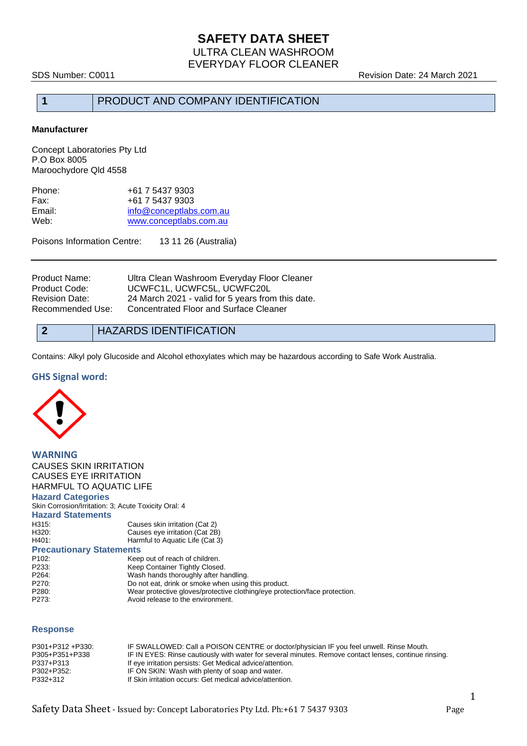# SAFETY DATA SHEET

ULTRA CLEAN WASHROOM
EVERYDAY FLOOR CLEANER

SDS Number: C0011 Revision Date: 24 March 2021

## 1 PRODUCT AND COMPANY IDENTIFICATION

**Manufacturer**

Concept Laboratories Pty Ltd
P.O Box 8005
Maroochydore Qld 4558

| | |
|---|---|
| Phone: | +61 7 5437 9303 |
| Fax: | +61 7 5437 9303 |
| Email: | info@conceptlabs.com.au |
| Web: | www.conceptlabs.com.au |

Poisons Information Centre: 13 11 26 (Australia)

| | |
|---|---|
| Product Name: | Ultra Clean Washroom Everyday Floor Cleaner |
| Product Code: | UCWFC1L, UCWFC5L, UCWFC20L |
| Revision Date: | 24 March 2021 - valid for 5 years from this date. |
| Recommended Use: | Concentrated Floor and Surface Cleaner |

## 2 HAZARDS IDENTIFICATION

Contains: Alkyl poly Glucoside and Alcohol ethoxylates which may be hazardous according to Safe Work Australia.

### GHS Signal word:

**WARNING**

CAUSES SKIN IRRITATION
CAUSES EYE IRRITATION
HARMFUL TO AQUATIC LIFE

### Hazard Categories

Skin Corrosion/Irritation: 3; Acute Toxicity Oral: 4

### Hazard Statements

| | |
|---|---|
| H315: | Causes skin irritation (Cat 2) |
| H320: | Causes eye irritation (Cat 2B) |
| H401: | Harmful to Aquatic Life (Cat 3) |

### Precautionary Statements

| | |
|---|---|
| P102: | Keep out of reach of children. |
| P233: | Keep Container Tightly Closed. |
| P264: | Wash hands thoroughly after handling. |
| P270: | Do not eat, drink or smoke when using this product. |
| P280: | Wear protective gloves/protective clothing/eye protection/face protection. |
| P273: | Avoid release to the environment. |

### Response

| | |
|---|---|
| P301+P312 +P330: | IF SWALLOWED: Call a POISON CENTRE or doctor/physician IF you feel unwell. Rinse Mouth. |
| P305+P351+P338 | IF IN EYES: Rinse cautiously with water for several minutes. Remove contact lenses, continue rinsing. |
| P337+P313 | If eye irritation persists: Get Medical advice/attention. |
| P302+P352: | IF ON SKIN: Wash with plenty of soap and water. |
| P332+312 | If Skin irritation occurs: Get medical advice/attention. |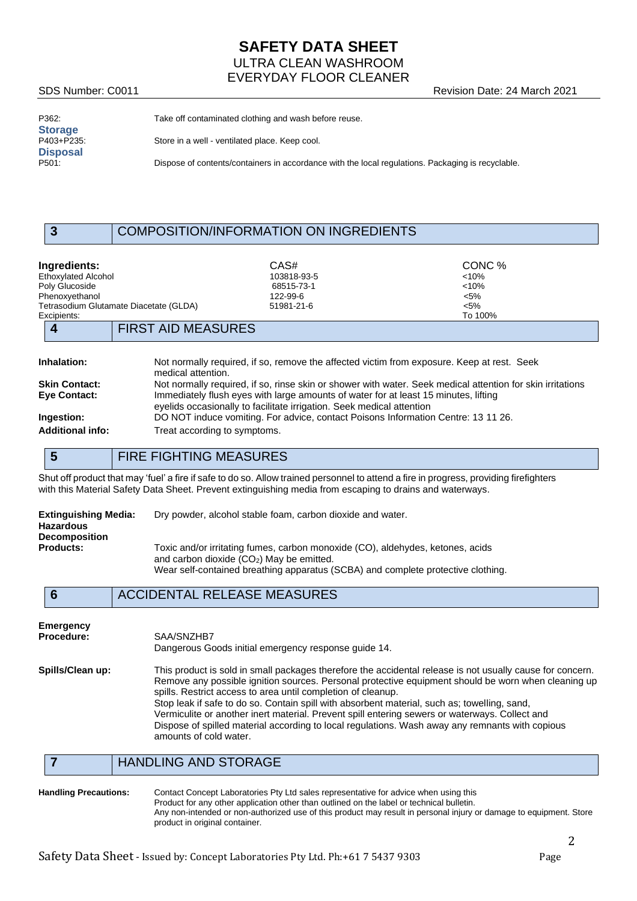P362: Take off contaminated clothing and wash before reuse.

**Storage**

P403+P235: Store in a well - ventilated place. Keep cool.

**Disposal**

P501: Dispose of contents/containers in accordance with the local regulations. Packaging is recyclable.

## 3 COMPOSITION/INFORMATION ON INGREDIENTS

| Ingredients: | CAS# | CONC % |
|---|---|---|
| Ethoxylated Alcohol | 103818-93-5 | <10% |
| Poly Glucoside | 68515-73-1 | <10% |
| Phenoxyethanol | 122-99-6 | <5% |
| Tetrasodium Glutamate Diacetate (GLDA) | 51981-21-6 | <5% |
| Excipients: | | To 100% |

## 4 FIRST AID MEASURES

**Inhalation:** Not normally required, if so, remove the affected victim from exposure. Keep at rest. Seek medical attention.

**Skin Contact:** Not normally required, if so, rinse skin or shower with water. Seek medical attention for skin irritations

**Eye Contact:** Immediately flush eyes with large amounts of water for at least 15 minutes, lifting eyelids occasionally to facilitate irrigation. Seek medical attention

**Ingestion:** DO NOT induce vomiting. For advice, contact Poisons Information Centre: 13 11 26.

**Additional info:** Treat according to symptoms.

## 5 FIRE FIGHTING MEASURES

Shut off product that may 'fuel' a fire if safe to do so. Allow trained personnel to attend a fire in progress, providing firefighters with this Material Safety Data Sheet. Prevent extinguishing media from escaping to drains and waterways.

**Extinguishing Media:** Dry powder, alcohol stable foam, carbon dioxide and water.

**Hazardous Decomposition Products:** Toxic and/or irritating fumes, carbon monoxide (CO), aldehydes, ketones, acids and carbon dioxide ($CO_2$) May be emitted.
Wear self-contained breathing apparatus (SCBA) and complete protective clothing.

## 6 ACCIDENTAL RELEASE MEASURES

**Emergency Procedure:** SAA/SNZHB7
Dangerous Goods initial emergency response guide 14.

**Spills/Clean up:** This product is sold in small packages therefore the accidental release is not usually cause for concern. Remove any possible ignition sources. Personal protective equipment should be worn when cleaning up spills. Restrict access to area until completion of cleanup.
Stop leak if safe to do so. Contain spill with absorbent material, such as; towelling, sand, Vermiculite or another inert material. Prevent spill entering sewers or waterways. Collect and Dispose of spilled material according to local regulations. Wash away any remnants with copious amounts of cold water.

## 7 HANDLING AND STORAGE

**Handling Precautions:** Contact Concept Laboratories Pty Ltd sales representative for advice when using this Product for any other application other than outlined on the label or technical bulletin.
Any non-intended or non-authorized use of this product may result in personal injury or damage to equipment. Store product in original container.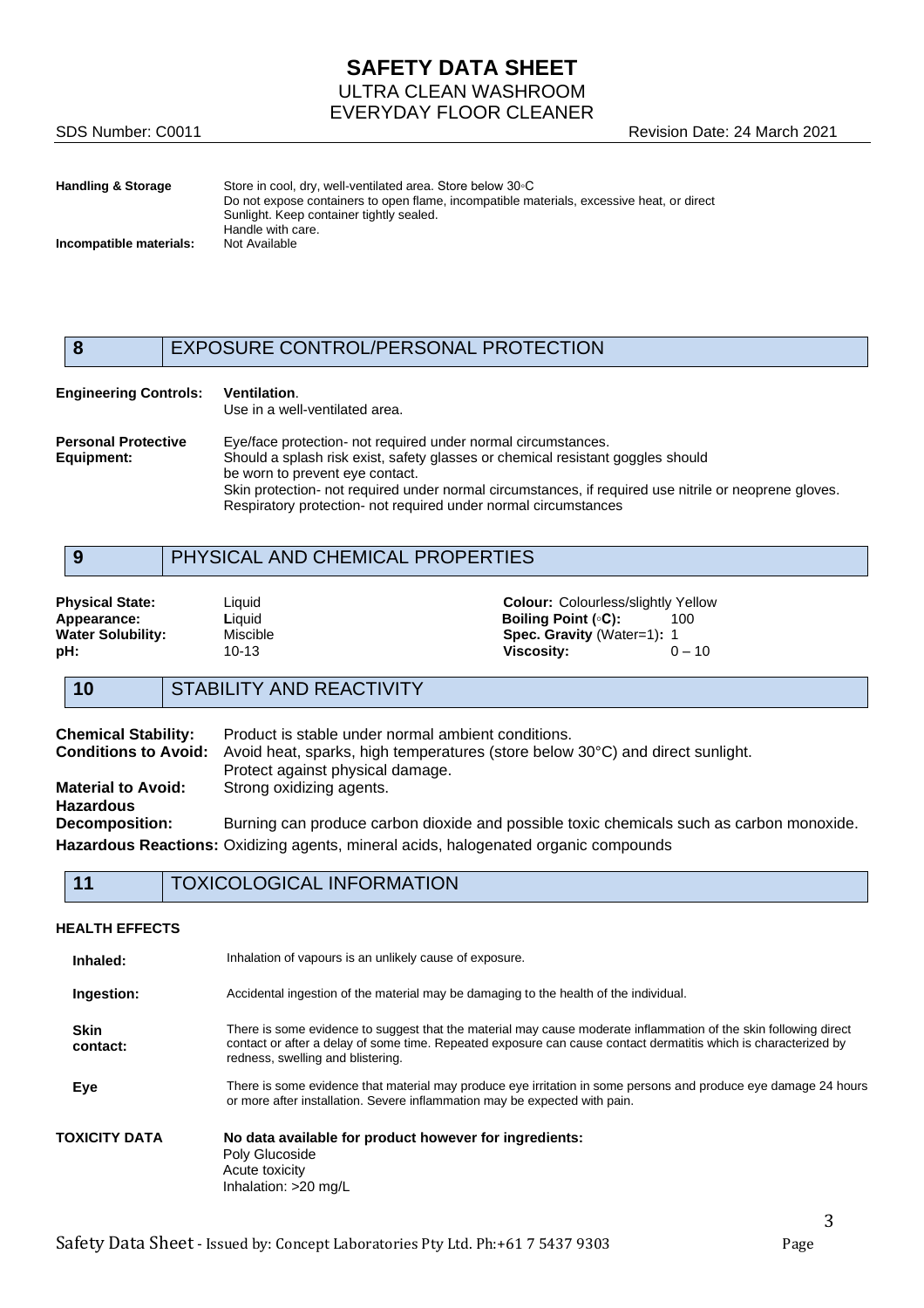| | |
|---|---|
| **Handling & Storage** | Store in cool, dry, well-ventilated area. Store below 30◦C<br>Do not expose containers to open flame, incompatible materials, excessive heat, or direct Sunlight. Keep container tightly sealed.<br>Handle with care. |
| **Incompatible materials:** | Not Available |

## 8 EXPOSURE CONTROL/PERSONAL PROTECTION

| | |
|---|---|
| **Engineering Controls:** | **Ventilation**.<br>Use in a well-ventilated area. |
| **Personal Protective Equipment:** | Eye/face protection- not required under normal circumstances.<br>Should a splash risk exist, safety glasses or chemical resistant goggles should be worn to prevent eye contact.<br>Skin protection- not required under normal circumstances, if required use nitrile or neoprene gloves.<br>Respiratory protection- not required under normal circumstances |

## 9 PHYSICAL AND CHEMICAL PROPERTIES

| | | | |
|---|---|---|---|
| **Physical State:** | Liquid | **Colour:** Colourless/slightly Yellow | |
| **Appearance:** | **L**iquid | **Boiling Point (◦C):** | 100 |
| **Water Solubility:** | Miscible | **Spec. Gravity** (Water=1)**:** 1 | |
| **pH:** | 10-13 | **Viscosity:** | 0 – 10 |

## 10 STABILITY AND REACTIVITY

| | |
|---|---|
| **Chemical Stability:** | Product is stable under normal ambient conditions. |
| **Conditions to Avoid:** | Avoid heat, sparks, high temperatures (store below 30°C) and direct sunlight.<br>Protect against physical damage. |
| **Material to Avoid:** | Strong oxidizing agents. |
| **Hazardous Decomposition:** | Burning can produce carbon dioxide and possible toxic chemicals such as carbon monoxide. |
| **Hazardous Reactions:** | Oxidizing agents, mineral acids, halogenated organic compounds |

## 11 TOXICOLOGICAL INFORMATION

**HEALTH EFFECTS**

| | |
|---|---|
| **Inhaled:** | Inhalation of vapours is an unlikely cause of exposure. |
| **Ingestion:** | Accidental ingestion of the material may be damaging to the health of the individual. |
| **Skin contact:** | There is some evidence to suggest that the material may cause moderate inflammation of the skin following direct contact or after a delay of some time. Repeated exposure can cause contact dermatitis which is characterized by redness, swelling and blistering. |
| **Eye** | There is some evidence that material may produce eye irritation in some persons and produce eye damage 24 hours or more after installation. Severe inflammation may be expected with pain. |

**TOXICITY DATA** **No data available for product however for ingredients:**

Poly Glucoside
Acute toxicity
Inhalation: >20 mg/L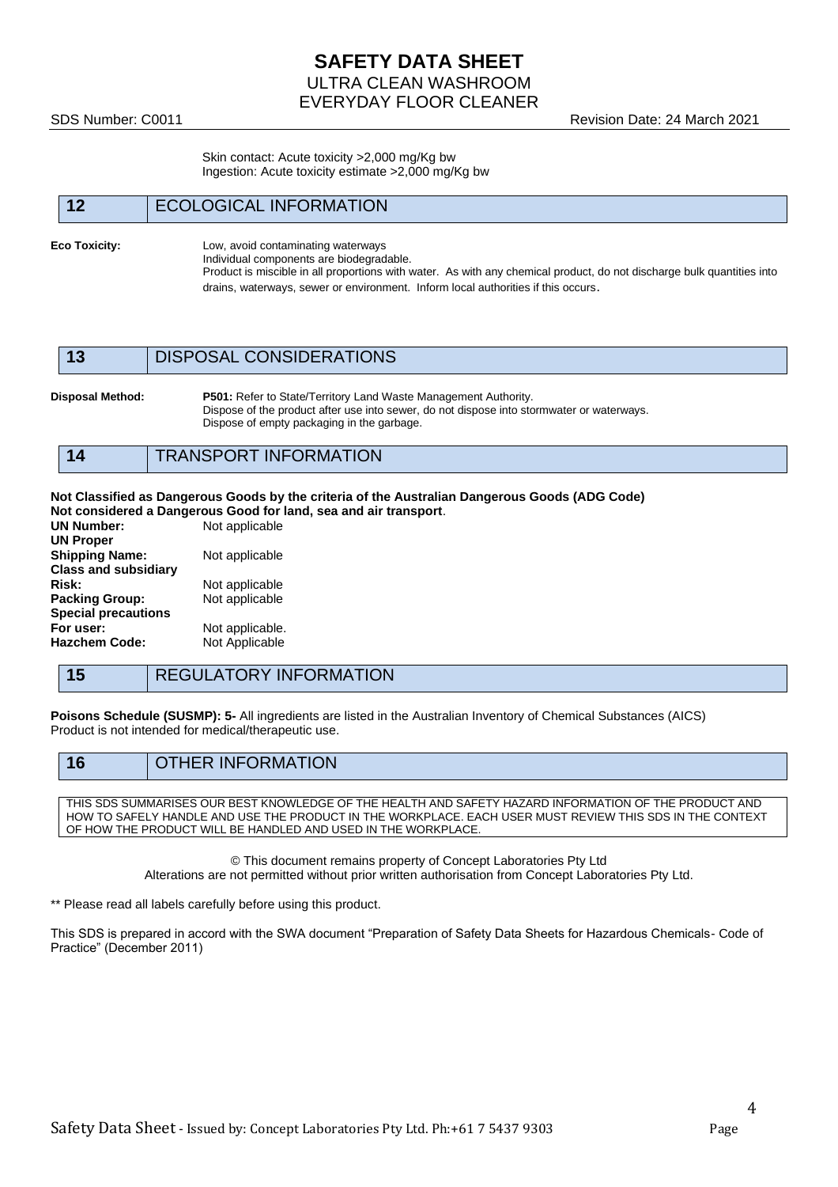Skin contact: Acute toxicity >2,000 mg/Kg bw
Ingestion: Acute toxicity estimate >2,000 mg/Kg bw

## 12 ECOLOGICAL INFORMATION

**Eco Toxicity:** Low, avoid contaminating waterways
Individual components are biodegradable.
Product is miscible in all proportions with water. As with any chemical product, do not discharge bulk quantities into drains, waterways, sewer or environment. Inform local authorities if this occurs.

## 13 DISPOSAL CONSIDERATIONS

**Disposal Method:** **P501:** Refer to State/Territory Land Waste Management Authority.
Dispose of the product after use into sewer, do not dispose into stormwater or waterways.
Dispose of empty packaging in the garbage.

## 14 TRANSPORT INFORMATION

**Not Classified as Dangerous Goods by the criteria of the Australian Dangerous Goods (ADG Code)**
**Not considered a Dangerous Good for land, sea and air transport**.

| | |
|---|---|
| **UN Number:** | Not applicable |
| **UN Proper Shipping Name:** | Not applicable |
| **Class and subsidiary Risk:** | Not applicable |
| **Packing Group:** | Not applicable |
| **Special precautions For user:** | Not applicable. |
| **Hazchem Code:** | Not Applicable |

## 15 REGULATORY INFORMATION

**Poisons Schedule (SUSMP): 5-** All ingredients are listed in the Australian Inventory of Chemical Substances (AICS)
Product is not intended for medical/therapeutic use.

## 16 OTHER INFORMATION

THIS SDS SUMMARISES OUR BEST KNOWLEDGE OF THE HEALTH AND SAFETY HAZARD INFORMATION OF THE PRODUCT AND HOW TO SAFELY HANDLE AND USE THE PRODUCT IN THE WORKPLACE. EACH USER MUST REVIEW THIS SDS IN THE CONTEXT OF HOW THE PRODUCT WILL BE HANDLED AND USED IN THE WORKPLACE.

© This document remains property of Concept Laboratories Pty Ltd
Alterations are not permitted without prior written authorisation from Concept Laboratories Pty Ltd.

** Please read all labels carefully before using this product.

This SDS is prepared in accord with the SWA document "Preparation of Safety Data Sheets for Hazardous Chemicals- Code of Practice" (December 2011)